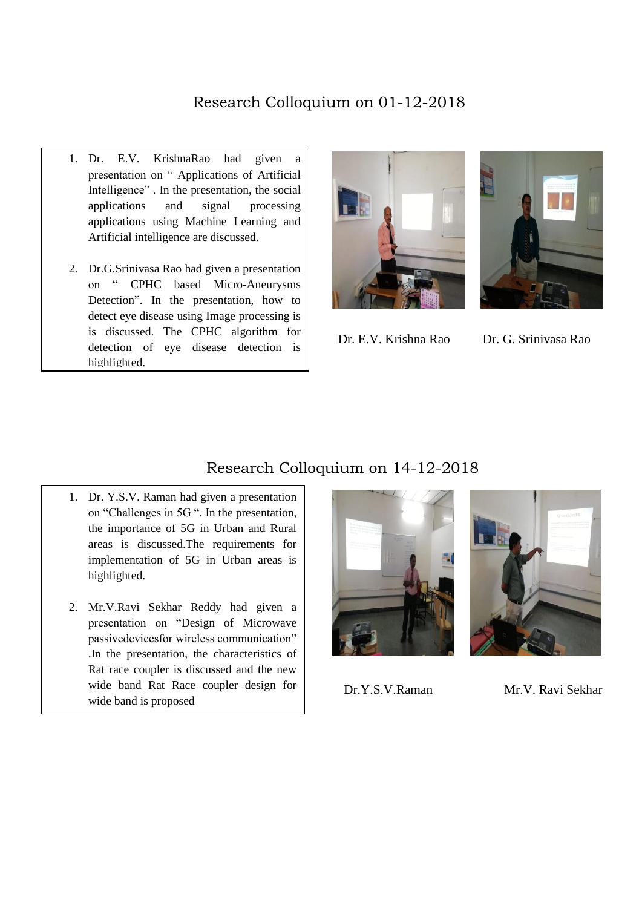## Research Colloquium on 01-12-2018

1. Dr. E.V. KrishnaRao had given a presentation on " Applications of Artificial Intelligence" . In the presentation, the social applications and signal processing applications using Machine Learning and Artificial intelligence are discussed.

2. Dr.G.Srinivasa Rao had given a presentation on " CPHC based Micro-Aneurysms Detection". In the presentation, how to detect eye disease using Image processing is is discussed. The CPHC algorithm for detection of eye disease detection is highlighted.

Dr. E.V. Krishna Rao

Dr. G. Srinivasa Rao

## Research Colloquium on 14-12-2018

1. Dr. Y.S.V. Raman had given a presentation on "Challenges in 5G ". In the presentation, the importance of 5G in Urban and Rural areas is discussed.The requirements for implementation of 5G in Urban areas is highlighted.

2. Mr.V.Ravi Sekhar Reddy had given a presentation on "Design of Microwave passivedevicesfor wireless communication" .In the presentation, the characteristics of Rat race coupler is discussed and the new wide band Rat Race coupler design for wide band is proposed

Dr.Y.S.V.Raman

Mr.V. Ravi Sekhar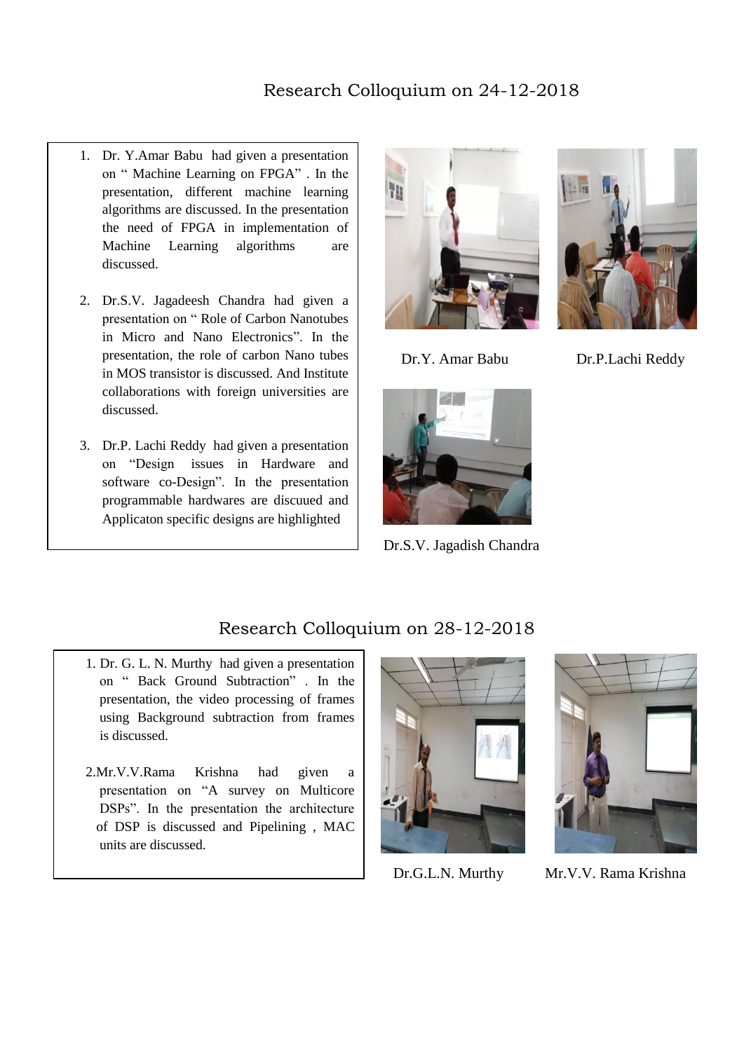## Research Colloquium on 24-12-2018

1. Dr. Y.Amar Babu had given a presentation on " Machine Learning on FPGA" . In the presentation, different machine learning algorithms are discussed. In the presentation the need of FPGA in implementation of Machine Learning algorithms are discussed.

2. Dr.S.V. Jagadeesh Chandra had given a presentation on " Role of Carbon Nanotubes in Micro and Nano Electronics". In the presentation, the role of carbon Nano tubes in MOS transistor is discussed. And Institute collaborations with foreign universities are discussed.

3. Dr.P. Lachi Reddy had given a presentation on "Design issues in Hardware and software co-Design". In the presentation programmable hardwares are discuued and Applicaton specific designs are highlighted

Dr.Y. Amar Babu

Dr.P.Lachi Reddy

Dr.S.V. Jagadish Chandra

## Research Colloquium on 28-12-2018

1. Dr. G. L. N. Murthy had given a presentation on " Back Ground Subtraction" . In the presentation, the video processing of frames using Background subtraction from frames is discussed.

2. Mr.V.V.Rama Krishna had given a presentation on "A survey on Multicore DSPs". In the presentation the architecture of DSP is discussed and Pipelining , MAC units are discussed.

Dr.G.L.N. Murthy

Mr.V.V. Rama Krishna